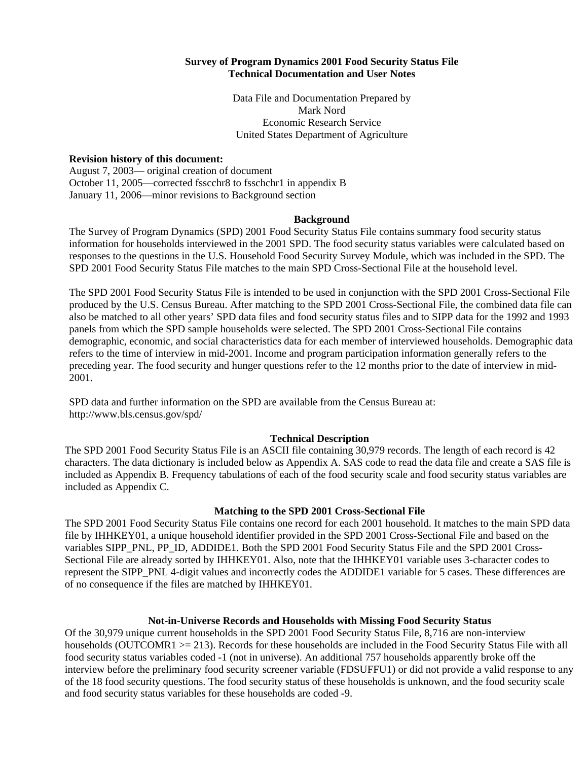**Survey of Program Dynamics 2001 Food Security Status File**
**Technical Documentation and User Notes**

Data File and Documentation Prepared by
Mark Nord
Economic Research Service
United States Department of Agriculture

**Revision history of this document:**
August 7, 2003— original creation of document
October 11, 2005—corrected fsscchr8 to fsschchr1 in appendix B
January 11, 2006—minor revisions to Background section

## Background

The Survey of Program Dynamics (SPD) 2001 Food Security Status File contains summary food security status information for households interviewed in the 2001 SPD. The food security status variables were calculated based on responses to the questions in the U.S. Household Food Security Survey Module, which was included in the SPD. The SPD 2001 Food Security Status File matches to the main SPD Cross-Sectional File at the household level.

The SPD 2001 Food Security Status File is intended to be used in conjunction with the SPD 2001 Cross-Sectional File produced by the U.S. Census Bureau. After matching to the SPD 2001 Cross-Sectional File, the combined data file can also be matched to all other years' SPD data files and food security status files and to SIPP data for the 1992 and 1993 panels from which the SPD sample households were selected. The SPD 2001 Cross-Sectional File contains demographic, economic, and social characteristics data for each member of interviewed households. Demographic data refers to the time of interview in mid-2001. Income and program participation information generally refers to the preceding year. The food security and hunger questions refer to the 12 months prior to the date of interview in mid-2001.

SPD data and further information on the SPD are available from the Census Bureau at:
http://www.bls.census.gov/spd/

## Technical Description

The SPD 2001 Food Security Status File is an ASCII file containing 30,979 records. The length of each record is 42 characters. The data dictionary is included below as Appendix A. SAS code to read the data file and create a SAS file is included as Appendix B. Frequency tabulations of each of the food security scale and food security status variables are included as Appendix C.

## Matching to the SPD 2001 Cross-Sectional File

The SPD 2001 Food Security Status File contains one record for each 2001 household. It matches to the main SPD data file by IHHKEY01, a unique household identifier provided in the SPD 2001 Cross-Sectional File and based on the variables SIPP_PNL, PP_ID, ADDIDE1. Both the SPD 2001 Food Security Status File and the SPD 2001 Cross-Sectional File are already sorted by IHHKEY01. Also, note that the IHHKEY01 variable uses 3-character codes to represent the SIPP_PNL 4-digit values and incorrectly codes the ADDIDE1 variable for 5 cases. These differences are of no consequence if the files are matched by IHHKEY01.

## Not-in-Universe Records and Households with Missing Food Security Status

Of the 30,979 unique current households in the SPD 2001 Food Security Status File, 8,716 are non-interview households (OUTCOMR1 >= 213). Records for these households are included in the Food Security Status File with all food security status variables coded -1 (not in universe). An additional 757 households apparently broke off the interview before the preliminary food security screener variable (FDSUFFU1) or did not provide a valid response to any of the 18 food security questions. The food security status of these households is unknown, and the food security scale and food security status variables for these households are coded -9.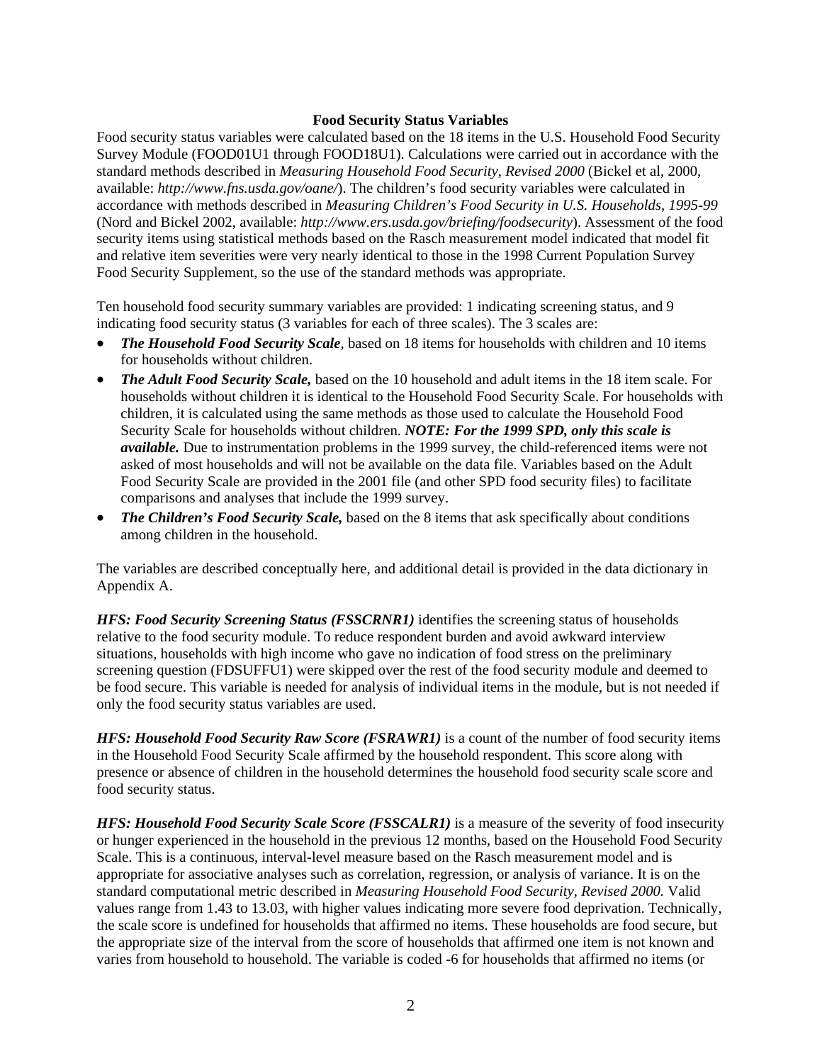## Food Security Status Variables

Food security status variables were calculated based on the 18 items in the U.S. Household Food Security Survey Module (FOOD01U1 through FOOD18U1). Calculations were carried out in accordance with the standard methods described in *Measuring Household Food Security, Revised 2000* (Bickel et al, 2000, available: *http://www.fns.usda.gov/oane/*). The children's food security variables were calculated in accordance with methods described in *Measuring Children's Food Security in U.S. Households, 1995-99* (Nord and Bickel 2002, available: *http://www.ers.usda.gov/briefing/foodsecurity*). Assessment of the food security items using statistical methods based on the Rasch measurement model indicated that model fit and relative item severities were very nearly identical to those in the 1998 Current Population Survey Food Security Supplement, so the use of the standard methods was appropriate.

Ten household food security summary variables are provided: 1 indicating screening status, and 9 indicating food security status (3 variables for each of three scales). The 3 scales are:

- ***The Household Food Security Scale***, based on 18 items for households with children and 10 items for households without children.
- ***The Adult Food Security Scale,*** based on the 10 household and adult items in the 18 item scale. For households without children it is identical to the Household Food Security Scale. For households with children, it is calculated using the same methods as those used to calculate the Household Food Security Scale for households without children. ***NOTE: For the 1999 SPD, only this scale is available.*** Due to instrumentation problems in the 1999 survey, the child-referenced items were not asked of most households and will not be available on the data file. Variables based on the Adult Food Security Scale are provided in the 2001 file (and other SPD food security files) to facilitate comparisons and analyses that include the 1999 survey.
- ***The Children's Food Security Scale,*** based on the 8 items that ask specifically about conditions among children in the household.

The variables are described conceptually here, and additional detail is provided in the data dictionary in Appendix A.

***HFS: Food Security Screening Status (FSSCRNR1)*** identifies the screening status of households relative to the food security module. To reduce respondent burden and avoid awkward interview situations, households with high income who gave no indication of food stress on the preliminary screening question (FDSUFFU1) were skipped over the rest of the food security module and deemed to be food secure. This variable is needed for analysis of individual items in the module, but is not needed if only the food security status variables are used.

***HFS: Household Food Security Raw Score (FSRAWR1)*** is a count of the number of food security items in the Household Food Security Scale affirmed by the household respondent. This score along with presence or absence of children in the household determines the household food security scale score and food security status.

***HFS: Household Food Security Scale Score (FSSCALR1)*** is a measure of the severity of food insecurity or hunger experienced in the household in the previous 12 months, based on the Household Food Security Scale. This is a continuous, interval-level measure based on the Rasch measurement model and is appropriate for associative analyses such as correlation, regression, or analysis of variance. It is on the standard computational metric described in *Measuring Household Food Security, Revised 2000.* Valid values range from 1.43 to 13.03, with higher values indicating more severe food deprivation. Technically, the scale score is undefined for households that affirmed no items. These households are food secure, but the appropriate size of the interval from the score of households that affirmed one item is not known and varies from household to household. The variable is coded -6 for households that affirmed no items (or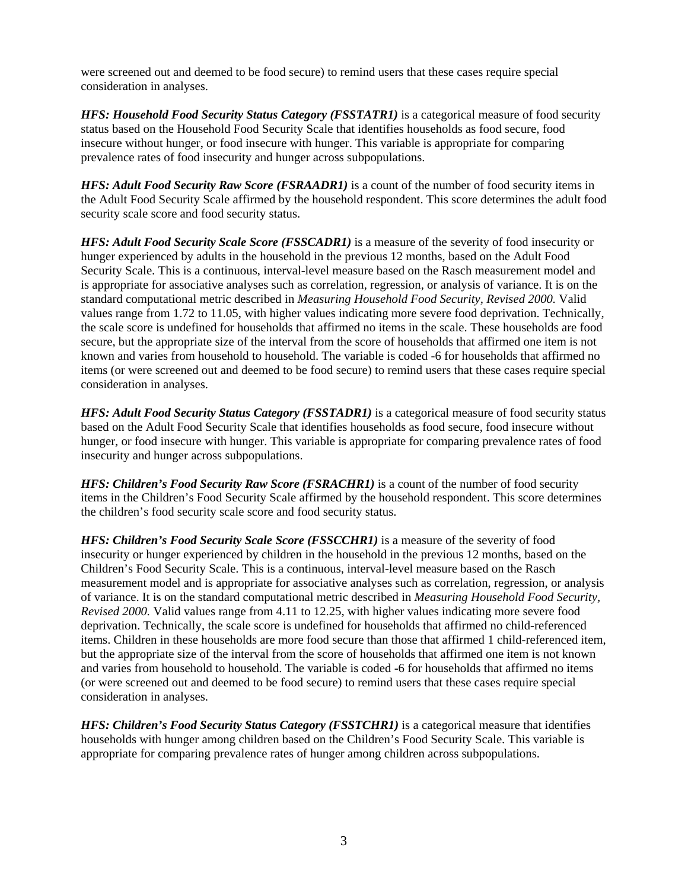were screened out and deemed to be food secure) to remind users that these cases require special consideration in analyses.

***HFS: Household Food Security Status Category (FSSTATR1)*** is a categorical measure of food security status based on the Household Food Security Scale that identifies households as food secure, food insecure without hunger, or food insecure with hunger. This variable is appropriate for comparing prevalence rates of food insecurity and hunger across subpopulations.

***HFS: Adult Food Security Raw Score (FSRAADR1)*** is a count of the number of food security items in the Adult Food Security Scale affirmed by the household respondent. This score determines the adult food security scale score and food security status.

***HFS: Adult Food Security Scale Score (FSSCADR1)*** is a measure of the severity of food insecurity or hunger experienced by adults in the household in the previous 12 months, based on the Adult Food Security Scale. This is a continuous, interval-level measure based on the Rasch measurement model and is appropriate for associative analyses such as correlation, regression, or analysis of variance. It is on the standard computational metric described in *Measuring Household Food Security, Revised 2000.* Valid values range from 1.72 to 11.05, with higher values indicating more severe food deprivation. Technically, the scale score is undefined for households that affirmed no items in the scale. These households are food secure, but the appropriate size of the interval from the score of households that affirmed one item is not known and varies from household to household. The variable is coded -6 for households that affirmed no items (or were screened out and deemed to be food secure) to remind users that these cases require special consideration in analyses.

***HFS: Adult Food Security Status Category (FSSTADR1)*** is a categorical measure of food security status based on the Adult Food Security Scale that identifies households as food secure, food insecure without hunger, or food insecure with hunger. This variable is appropriate for comparing prevalence rates of food insecurity and hunger across subpopulations.

***HFS: Children's Food Security Raw Score (FSRACHR1)*** is a count of the number of food security items in the Children's Food Security Scale affirmed by the household respondent. This score determines the children's food security scale score and food security status.

***HFS: Children's Food Security Scale Score (FSSCCHR1)*** is a measure of the severity of food insecurity or hunger experienced by children in the household in the previous 12 months, based on the Children's Food Security Scale. This is a continuous, interval-level measure based on the Rasch measurement model and is appropriate for associative analyses such as correlation, regression, or analysis of variance. It is on the standard computational metric described in *Measuring Household Food Security, Revised 2000.* Valid values range from 4.11 to 12.25, with higher values indicating more severe food deprivation. Technically, the scale score is undefined for households that affirmed no child-referenced items. Children in these households are more food secure than those that affirmed 1 child-referenced item, but the appropriate size of the interval from the score of households that affirmed one item is not known and varies from household to household. The variable is coded -6 for households that affirmed no items (or were screened out and deemed to be food secure) to remind users that these cases require special consideration in analyses.

***HFS: Children's Food Security Status Category (FSSTCHR1)*** is a categorical measure that identifies households with hunger among children based on the Children's Food Security Scale. This variable is appropriate for comparing prevalence rates of hunger among children across subpopulations.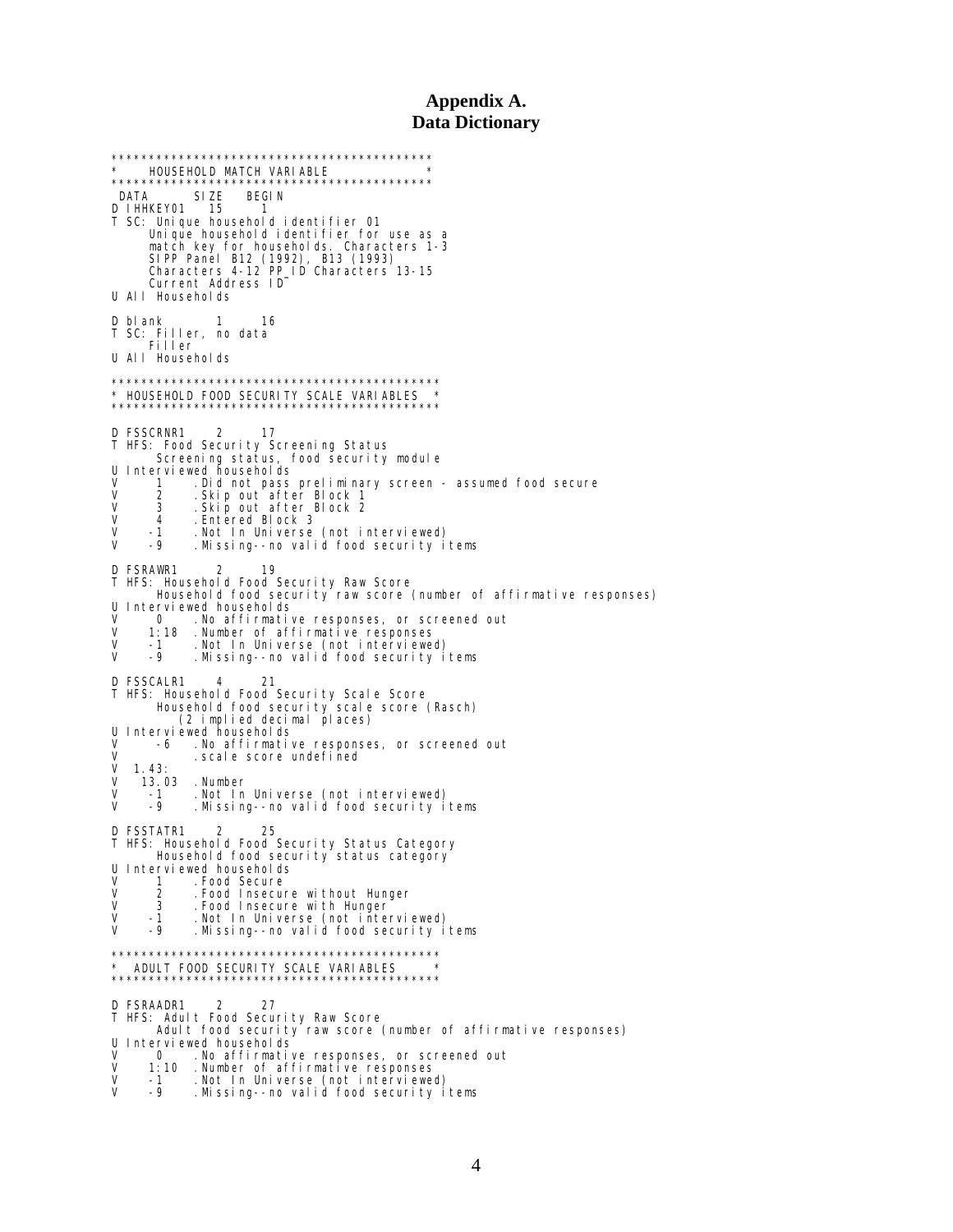# Appendix A.
# Data Dictionary

```
********************************************
*    HOUSEHOLD MATCH VARIABLE              *
********************************************
 DATA       SIZE    BEGIN
D IHHKEY01   15      1
T SC: Unique household identifier 01
      Unique household identifier for use as a
      match key for households. Characters 1-3
      SIPP Panel B12 (1992), B13 (1993)
      Characters 4-12 PP_ID Characters 13-15
      Current Address ID
U All Households

D blank        1      16
T SC: Filler, no data
      Filler
U All Households

**********************************************
* HOUSEHOLD FOOD SECURITY SCALE VARIABLES  *
**********************************************

D FSSCRNR1     2      17
T HFS: Food Security Screening Status
       Screening status, food security module
U Interviewed households
V      1     .Did not pass preliminary screen - assumed food secure
V      2     .Skip out after Block 1
V      3     .Skip out after Block 2
V      4     .Entered Block 3
V     -1     .Not In Universe (not interviewed)
V     -9     .Missing--no valid food security items

D FSRAWR1      2      19
T HFS: Household Food Security Raw Score
       Household food security raw score (number of affirmative responses)
U Interviewed households
V      0     .No affirmative responses, or screened out
V    1:18    .Number of affirmative responses
V     -1     .Not In Universe (not interviewed)
V     -9     .Missing--no valid food security items

D FSSCALR1     4      21
T HFS: Household Food Security Scale Score
       Household food security scale score (Rasch)
         (2 implied decimal places)
U Interviewed households
V      -6    .No affirmative responses, or screened out
V            .scale score undefined
V  1.43:
V   13.03    .Number
V     -1     .Not In Universe (not interviewed)
V     -9     .Missing--no valid food security items

D FSSTATR1     2      25
T HFS: Household Food Security Status Category
       Household food security status category
U Interviewed households
V      1     .Food Secure
V      2     .Food Insecure without Hunger
V      3     .Food Insecure with Hunger
V     -1     .Not In Universe (not interviewed)
V     -9     .Missing--no valid food security items

********************************************
*  ADULT FOOD SECURITY SCALE VARIABLES     *
********************************************

D FSRAADR1     2      27
T HFS: Adult Food Security Raw Score
       Adult food security raw score (number of affirmative responses)
U Interviewed households
V      0     .No affirmative responses, or screened out
V    1:10    .Number of affirmative responses
V     -1     .Not In Universe (not interviewed)
V     -9     .Missing--no valid food security items
```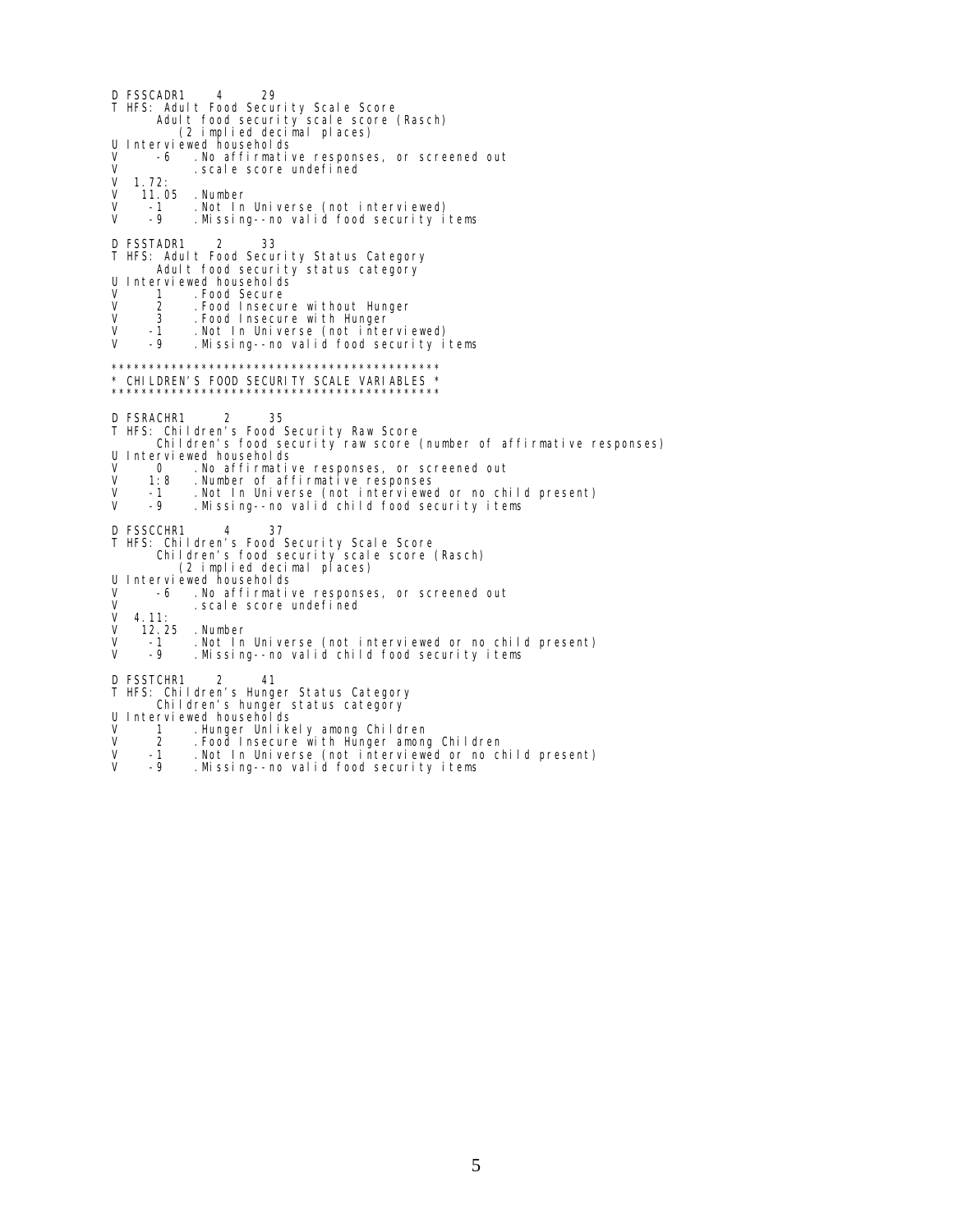```
D FSSCADR1     4      29
T HFS: Adult Food Security Scale Score
       Adult food security scale score (Rasch)
          (2 implied decimal places)
U Interviewed households
V      -6   .No affirmative responses, or screened out
V           .scale score undefined
V  1.72:
V   11.05   .Number
V    -1     .Not In Universe (not interviewed)
V    -9     .Missing--no valid food security items

D FSSTADR1     2      33
T HFS: Adult Food Security Status Category
       Adult food security status category
U Interviewed households
V     1     .Food Secure
V     2     .Food Insecure without Hunger
V     3     .Food Insecure with Hunger
V    -1     .Not In Universe (not interviewed)
V    -9     .Missing--no valid food security items

*********************************************
* CHILDREN'S FOOD SECURITY SCALE VARIABLES *
*********************************************

D FSRACHR1      2      35
T HFS: Children's Food Security Raw Score
       Children's food security raw score (number of affirmative responses)
U Interviewed households
V     0     .No affirmative responses, or screened out
V    1:8    .Number of affirmative responses
V    -1     .Not In Universe (not interviewed or no child present)
V    -9     .Missing--no valid child food security items

D FSSCCHR1      4      37
T HFS: Children's Food Security Scale Score
       Children's food security scale score (Rasch)
          (2 implied decimal places)
U Interviewed households
V      -6   .No affirmative responses, or screened out
V           .scale score undefined
V  4.11:
V   12.25   .Number
V    -1     .Not In Universe (not interviewed or no child present)
V    -9     .Missing--no valid child food security items

D FSSTCHR1     2      41
T HFS: Children's Hunger Status Category
       Children's hunger status category
U Interviewed households
V     1     .Hunger Unlikely among Children
V     2     .Food Insecure with Hunger among Children
V    -1     .Not In Universe (not interviewed or no child present)
V    -9     .Missing--no valid food security items
```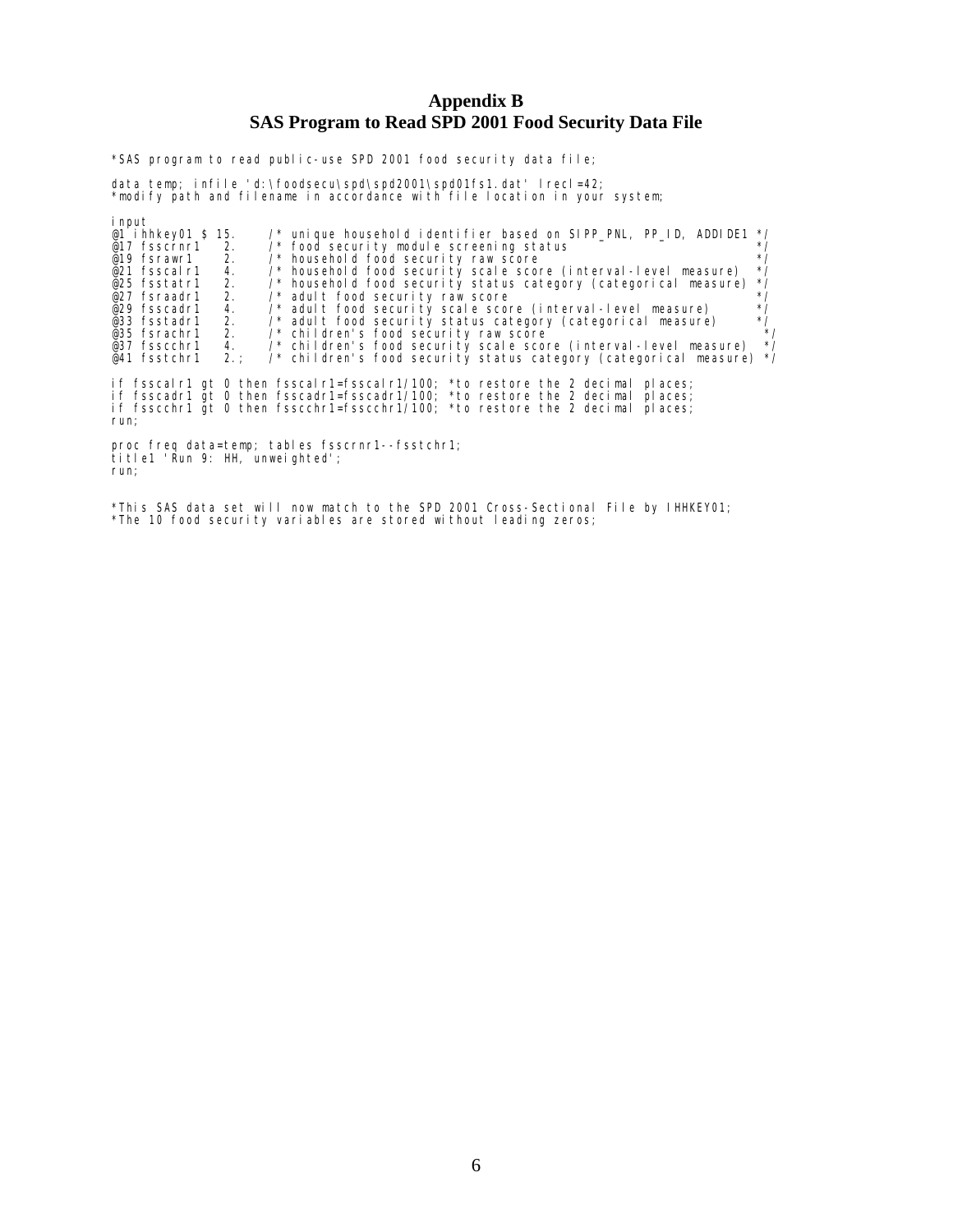# Appendix B
# SAS Program to Read SPD 2001 Food Security Data File

```
*SAS program to read public-use SPD 2001 food security data file;

data temp; infile 'd:\foodsecu\spd\spd2001\spd01fs1.dat' lrecl=42;
*modify path and filename in accordance with file location in your system;

input
@1 ihhkey01 $ 15.    /* unique household identifier based on SIPP_PNL, PP_ID, ADDIDE1 */
@17 fsscrnr1   2.    /* food security module screening status                         */
@19 fsrawr1    2.    /* household food security raw score                             */
@21 fsscalr1   4.    /* household food security scale score (interval-level measure)  */
@25 fsstatr1   2.    /* household food security status category (categorical measure) */
@27 fsraadr1   2.    /* adult food security raw score                                 */
@29 fsscadr1   4.    /* adult food security scale score (interval-level measure)      */
@33 fsstadr1   2.    /* adult food security status category (categorical measure)     */
@35 fsrachr1   2.    /* children's food security raw score                            */
@37 fssschr1   4.    /* children's food security scale score (interval-level measure)  */
@41 fsstchr1   2.;   /* children's food security status category (categorical measure) */

if fsscalr1 gt 0 then fsscalr1=fsscalr1/100; *to restore the 2 decimal places;
if fsscadr1 gt 0 then fsscadr1=fsscadr1/100; *to restore the 2 decimal places;
if fssschr1 gt 0 then fssschr1=fssschr1/100; *to restore the 2 decimal places;
run;

proc freq data=temp; tables fsscrnr1--fsstchr1;
title1 'Run 9: HH, unweighted';
run;


*This SAS data set will now match to the SPD 2001 Cross-Sectional File by IHHKEY01;
*The 10 food security variables are stored without leading zeros;
```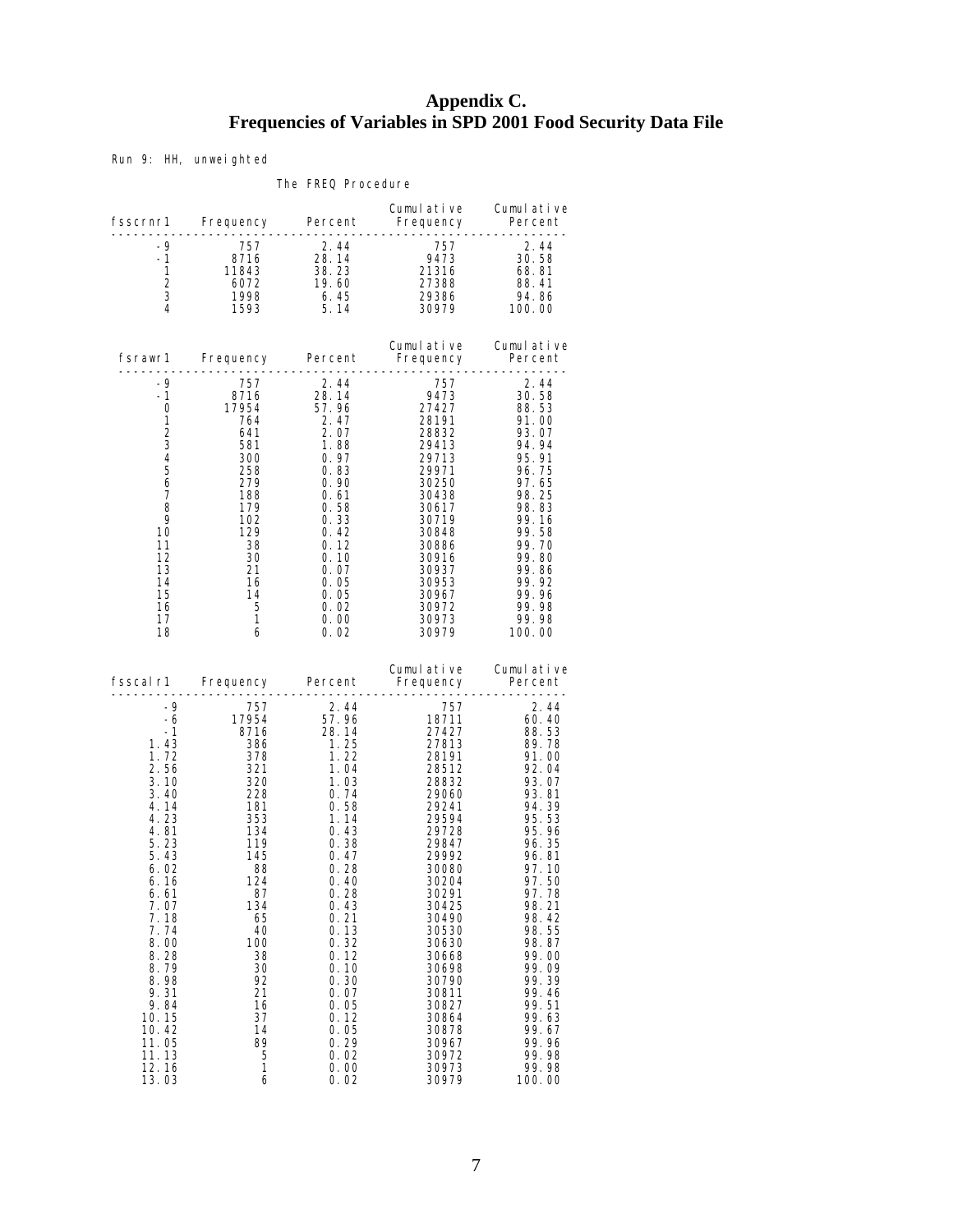# Appendix C.
# Frequencies of Variables in SPD 2001 Food Security Data File

Run 9: HH, unweighted

The FREQ Procedure

| fsscrnr1 | Frequency | Percent | Cumulative Frequency | Cumulative Percent |
|---|---|---|---|---|
| -9 | 757 | 2.44 | 757 | 2.44 |
| -1 | 8716 | 28.14 | 9473 | 30.58 |
| 1 | 11843 | 38.23 | 21316 | 68.81 |
| 2 | 6072 | 19.60 | 27388 | 88.41 |
| 3 | 1998 | 6.45 | 29386 | 94.86 |
| 4 | 1593 | 5.14 | 30979 | 100.00 |

| fsrawr1 | Frequency | Percent | Cumulative Frequency | Cumulative Percent |
|---|---|---|---|---|
| -9 | 757 | 2.44 | 757 | 2.44 |
| -1 | 8716 | 28.14 | 9473 | 30.58 |
| 0 | 17954 | 57.96 | 27427 | 88.53 |
| 1 | 764 | 2.47 | 28191 | 91.00 |
| 2 | 641 | 2.07 | 28832 | 93.07 |
| 3 | 581 | 1.88 | 29413 | 94.94 |
| 4 | 300 | 0.97 | 29713 | 95.91 |
| 5 | 258 | 0.83 | 29971 | 96.75 |
| 6 | 279 | 0.90 | 30250 | 97.65 |
| 7 | 188 | 0.61 | 30438 | 98.25 |
| 8 | 179 | 0.58 | 30617 | 98.83 |
| 9 | 102 | 0.33 | 30719 | 99.16 |
| 10 | 129 | 0.42 | 30848 | 99.58 |
| 11 | 38 | 0.12 | 30886 | 99.70 |
| 12 | 30 | 0.10 | 30916 | 99.80 |
| 13 | 21 | 0.07 | 30937 | 99.86 |
| 14 | 16 | 0.05 | 30953 | 99.92 |
| 15 | 14 | 0.05 | 30967 | 99.96 |
| 16 | 5 | 0.02 | 30972 | 99.98 |
| 17 | 1 | 0.00 | 30973 | 99.98 |
| 18 | 6 | 0.02 | 30979 | 100.00 |

| fsscalr1 | Frequency | Percent | Cumulative Frequency | Cumulative Percent |
|---|---|---|---|---|
| -9 | 757 | 2.44 | 757 | 2.44 |
| -6 | 17954 | 57.96 | 18711 | 60.40 |
| -1 | 8716 | 28.14 | 27427 | 88.53 |
| 1.43 | 386 | 1.25 | 27813 | 89.78 |
| 1.72 | 378 | 1.22 | 28191 | 91.00 |
| 2.56 | 321 | 1.04 | 28512 | 92.04 |
| 3.10 | 320 | 1.03 | 28832 | 93.07 |
| 3.40 | 228 | 0.74 | 29060 | 93.81 |
| 4.14 | 181 | 0.58 | 29241 | 94.39 |
| 4.23 | 353 | 1.14 | 29594 | 95.53 |
| 4.81 | 134 | 0.43 | 29728 | 95.96 |
| 5.23 | 119 | 0.38 | 29847 | 96.35 |
| 5.43 | 145 | 0.47 | 29992 | 96.81 |
| 6.02 | 88 | 0.28 | 30080 | 97.10 |
| 6.16 | 124 | 0.40 | 30204 | 97.50 |
| 6.61 | 87 | 0.28 | 30291 | 97.78 |
| 7.07 | 134 | 0.43 | 30425 | 98.21 |
| 7.18 | 65 | 0.21 | 30490 | 98.42 |
| 7.74 | 40 | 0.13 | 30530 | 98.55 |
| 8.00 | 100 | 0.32 | 30630 | 98.87 |
| 8.28 | 38 | 0.12 | 30668 | 99.00 |
| 8.79 | 30 | 0.10 | 30698 | 99.09 |
| 8.98 | 92 | 0.30 | 30790 | 99.39 |
| 9.31 | 21 | 0.07 | 30811 | 99.46 |
| 9.84 | 16 | 0.05 | 30827 | 99.51 |
| 10.15 | 37 | 0.12 | 30864 | 99.63 |
| 10.42 | 14 | 0.05 | 30878 | 99.67 |
| 11.05 | 89 | 0.29 | 30967 | 99.96 |
| 11.13 | 5 | 0.02 | 30972 | 99.98 |
| 12.16 | 1 | 0.00 | 30973 | 99.98 |
| 13.03 | 6 | 0.02 | 30979 | 100.00 |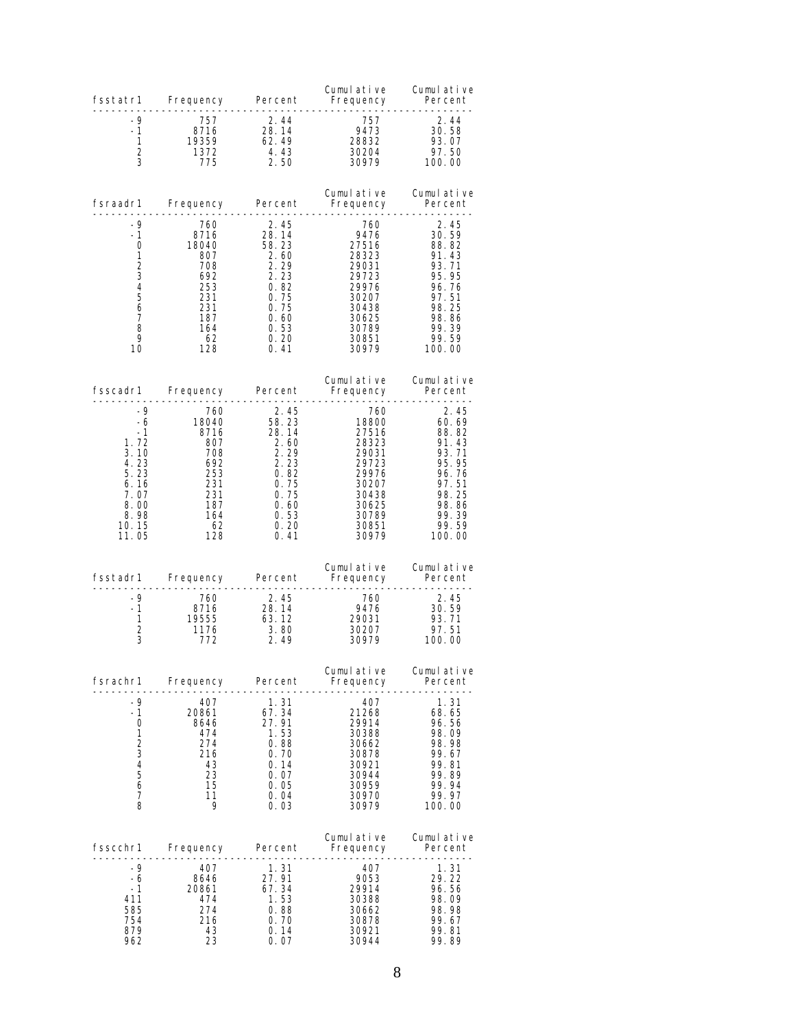| fsstatr1 | Frequency | Percent | Cumulative Frequency | Cumulative Percent |
|---|---|---|---|---|
| -9 | 757 | 2.44 | 757 | 2.44 |
| -1 | 8716 | 28.14 | 9473 | 30.58 |
| 1 | 19359 | 62.49 | 28832 | 93.07 |
| 2 | 1372 | 4.43 | 30204 | 97.50 |
| 3 | 775 | 2.50 | 30979 | 100.00 |

| fsraadr1 | Frequency | Percent | Cumulative Frequency | Cumulative Percent |
|---|---|---|---|---|
| -9 | 760 | 2.45 | 760 | 2.45 |
| -1 | 8716 | 28.14 | 9476 | 30.59 |
| 0 | 18040 | 58.23 | 27516 | 88.82 |
| 1 | 807 | 2.60 | 28323 | 91.43 |
| 2 | 708 | 2.29 | 29031 | 93.71 |
| 3 | 692 | 2.23 | 29723 | 95.95 |
| 4 | 253 | 0.82 | 29976 | 96.76 |
| 5 | 231 | 0.75 | 30207 | 97.51 |
| 6 | 231 | 0.75 | 30438 | 98.25 |
| 7 | 187 | 0.60 | 30625 | 98.86 |
| 8 | 164 | 0.53 | 30789 | 99.39 |
| 9 | 62 | 0.20 | 30851 | 99.59 |
| 10 | 128 | 0.41 | 30979 | 100.00 |

| fsscadr1 | Frequency | Percent | Cumulative Frequency | Cumulative Percent |
|---|---|---|---|---|
| -9 | 760 | 2.45 | 760 | 2.45 |
| -6 | 18040 | 58.23 | 18800 | 60.69 |
| -1 | 8716 | 28.14 | 27516 | 88.82 |
| 1.72 | 807 | 2.60 | 28323 | 91.43 |
| 3.10 | 708 | 2.29 | 29031 | 93.71 |
| 4.23 | 692 | 2.23 | 29723 | 95.95 |
| 5.23 | 253 | 0.82 | 29976 | 96.76 |
| 6.16 | 231 | 0.75 | 30207 | 97.51 |
| 7.07 | 231 | 0.75 | 30438 | 98.25 |
| 8.00 | 187 | 0.60 | 30625 | 98.86 |
| 8.98 | 164 | 0.53 | 30789 | 99.39 |
| 10.15 | 62 | 0.20 | 30851 | 99.59 |
| 11.05 | 128 | 0.41 | 30979 | 100.00 |

| fsstadr1 | Frequency | Percent | Cumulative Frequency | Cumulative Percent |
|---|---|---|---|---|
| -9 | 760 | 2.45 | 760 | 2.45 |
| -1 | 8716 | 28.14 | 9476 | 30.59 |
| 1 | 19555 | 63.12 | 29031 | 93.71 |
| 2 | 1176 | 3.80 | 30207 | 97.51 |
| 3 | 772 | 2.49 | 30979 | 100.00 |

| fsrachr1 | Frequency | Percent | Cumulative Frequency | Cumulative Percent |
|---|---|---|---|---|
| -9 | 407 | 1.31 | 407 | 1.31 |
| -1 | 20861 | 67.34 | 21268 | 68.65 |
| 0 | 8646 | 27.91 | 29914 | 96.56 |
| 1 | 474 | 1.53 | 30388 | 98.09 |
| 2 | 274 | 0.88 | 30662 | 98.98 |
| 3 | 216 | 0.70 | 30878 | 99.67 |
| 4 | 43 | 0.14 | 30921 | 99.81 |
| 5 | 23 | 0.07 | 30944 | 99.89 |
| 6 | 15 | 0.05 | 30959 | 99.94 |
| 7 | 11 | 0.04 | 30970 | 99.97 |
| 8 | 9 | 0.03 | 30979 | 100.00 |

| fsscchr1 | Frequency | Percent | Cumulative Frequency | Cumulative Percent |
|---|---|---|---|---|
| -9 | 407 | 1.31 | 407 | 1.31 |
| -6 | 8646 | 27.91 | 9053 | 29.22 |
| -1 | 20861 | 67.34 | 29914 | 96.56 |
| 411 | 474 | 1.53 | 30388 | 98.09 |
| 585 | 274 | 0.88 | 30662 | 98.98 |
| 754 | 216 | 0.70 | 30878 | 99.67 |
| 879 | 43 | 0.14 | 30921 | 99.81 |
| 962 | 23 | 0.07 | 30944 | 99.89 |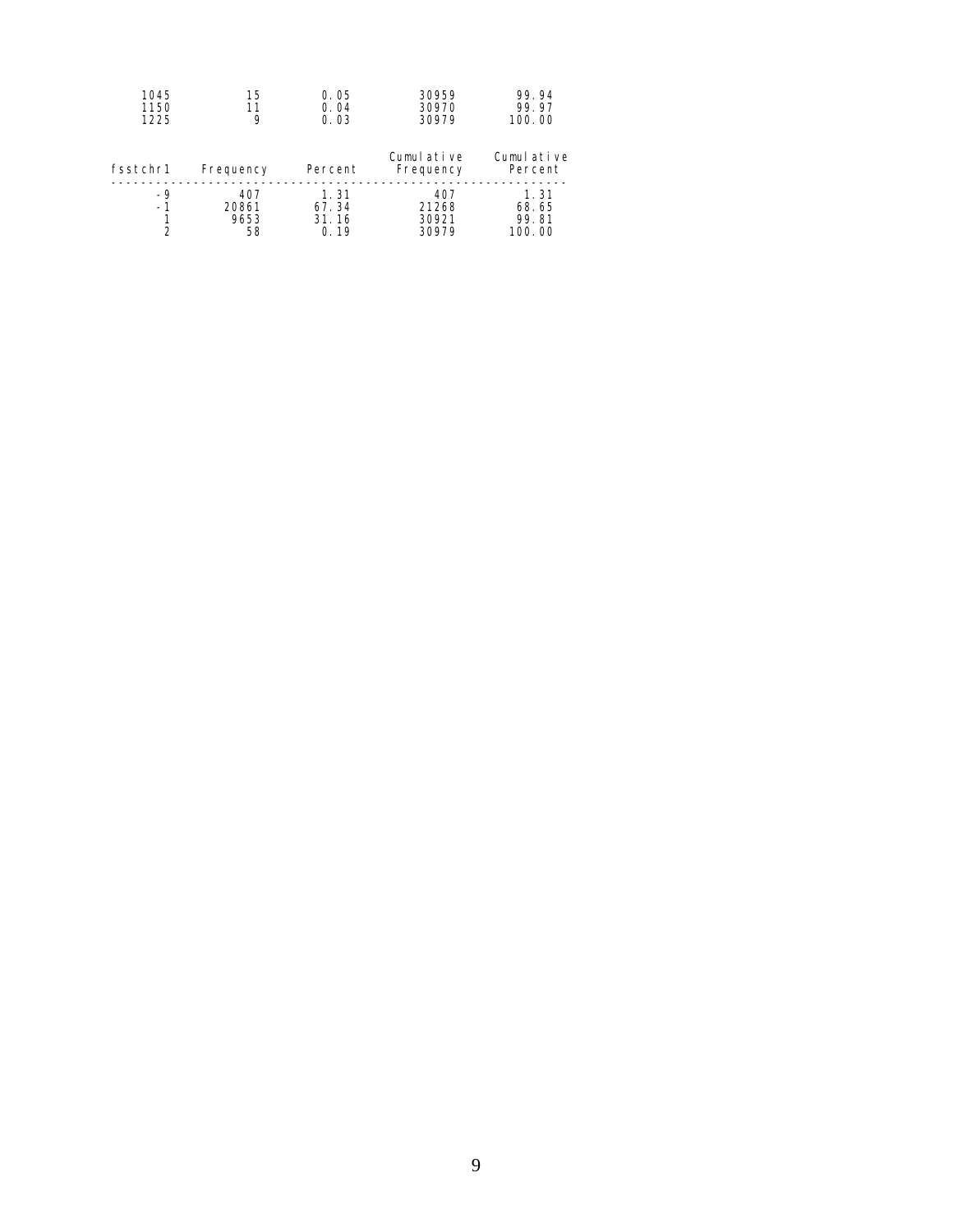| | | | | |
|---|---|---|---|---|
| 1045 | 15 | 0.05 | 30959 | 99.94 |
| 1150 | 11 | 0.04 | 30970 | 99.97 |
| 1225 | 9 | 0.03 | 30979 | 100.00 |

| fsstchr1 | Frequency | Percent | Cumulative Frequency | Cumulative Percent |
|---|---|---|---|---|
| -9 | 407 | 1.31 | 407 | 1.31 |
| -1 | 20861 | 67.34 | 21268 | 68.65 |
| 1 | 9653 | 31.16 | 30921 | 99.81 |
| 2 | 58 | 0.19 | 30979 | 100.00 |